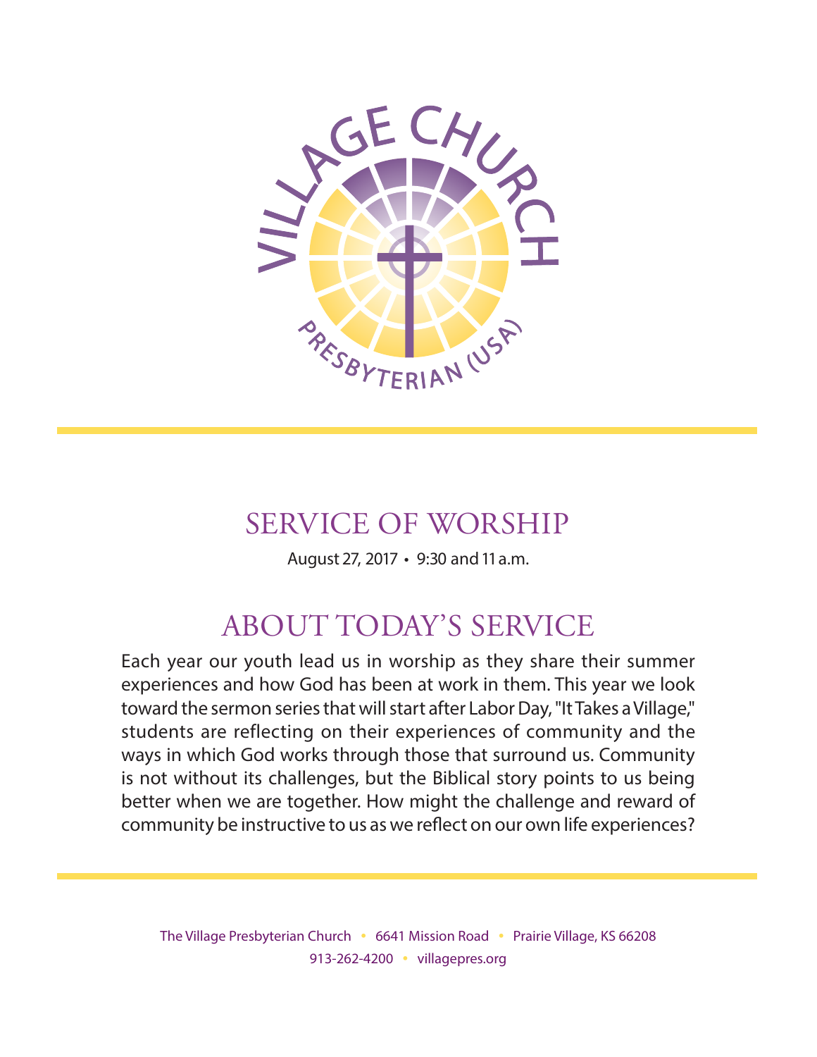VILLAGE CHURCH

PRESBYTERIAN (USA)

# SERVICE OF WORSHIP

August 27, 2017 • 9:30 and 11 a.m.

# ABOUT TODAY'S SERVICE

Each year our youth lead us in worship as they share their summer experiences and how God has been at work in them. This year we look toward the sermon series that will start after Labor Day, "It Takes a Village," students are reflecting on their experiences of community and the ways in which God works through those that surround us. Community is not without its challenges, but the Biblical story points to us being better when we are together. How might the challenge and reward of community be instructive to us as we reflect on our own life experiences?

The Village Presbyterian Church • 6641 Mission Road • Prairie Village, KS 66208
913-262-4200 • villagepres.org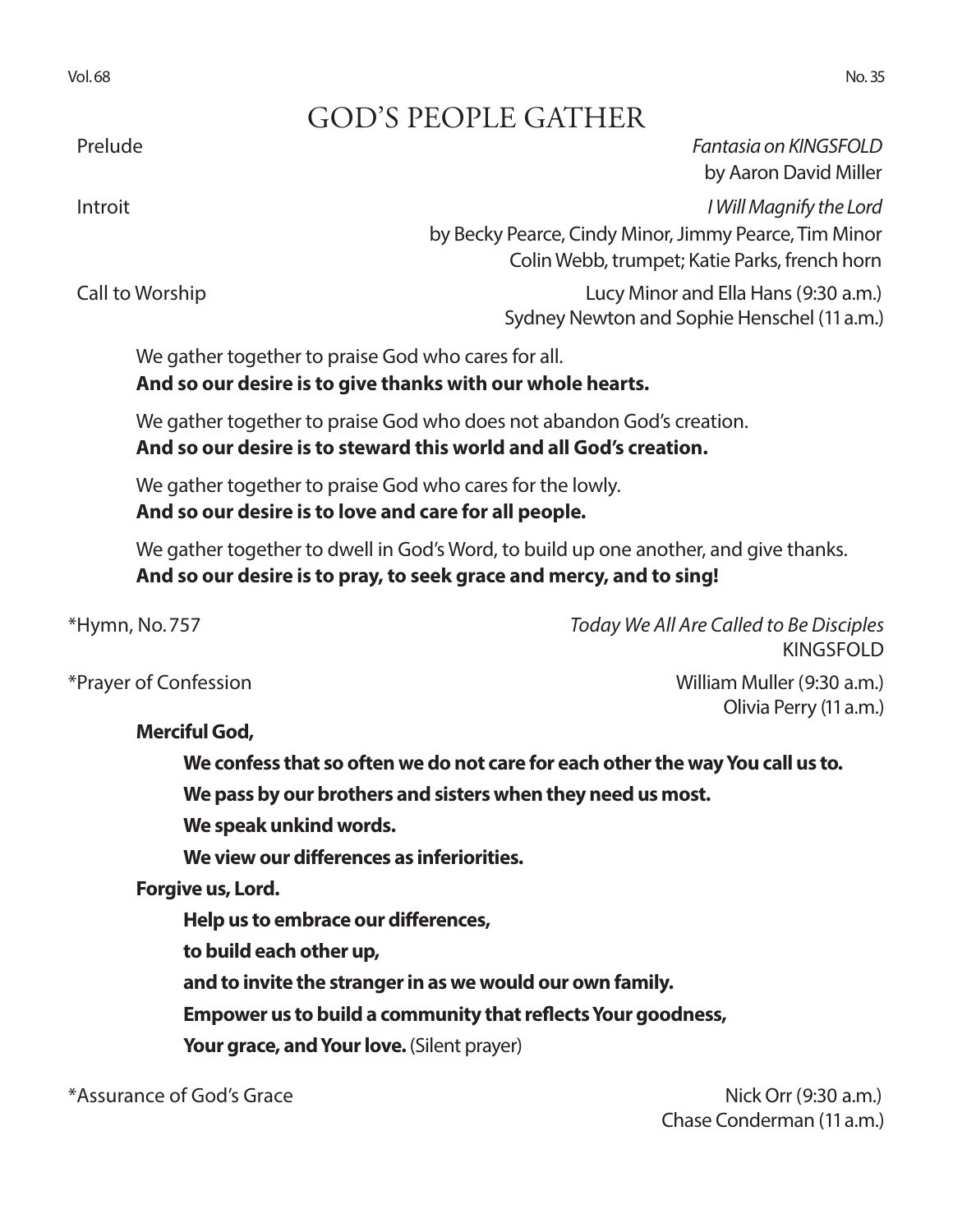# GOD'S PEOPLE GATHER

Prelude — *Fantasia on KINGSFOLD*
by Aaron David Miller

Introit — *I Will Magnify the Lord*
by Becky Pearce, Cindy Minor, Jimmy Pearce, Tim Minor
Colin Webb, trumpet; Katie Parks, french horn

Call to Worship — Lucy Minor and Ella Hans (9:30 a.m.)
Sydney Newton and Sophie Henschel (11 a.m.)

We gather together to praise God who cares for all.
**And so our desire is to give thanks with our whole hearts.**

We gather together to praise God who does not abandon God's creation.
**And so our desire is to steward this world and all God's creation.**

We gather together to praise God who cares for the lowly.
**And so our desire is to love and care for all people.**

We gather together to dwell in God's Word, to build up one another, and give thanks.
**And so our desire is to pray, to seek grace and mercy, and to sing!**

*Hymn, No. 757 — *Today We All Are Called to Be Disciples*
KINGSFOLD

*Prayer of Confession — William Muller (9:30 a.m.)
Olivia Perry (11 a.m.)

**Merciful God,**

**We confess that so often we do not care for each other the way You call us to.**

**We pass by our brothers and sisters when they need us most.**

**We speak unkind words.**

**We view our differences as inferiorities.**

**Forgive us, Lord.**

**Help us to embrace our differences,**

**to build each other up,**

**and to invite the stranger in as we would our own family.**

**Empower us to build a community that reflects Your goodness,**

**Your grace, and Your love.** (Silent prayer)

*Assurance of God's Grace — Nick Orr (9:30 a.m.)
Chase Conderman (11 a.m.)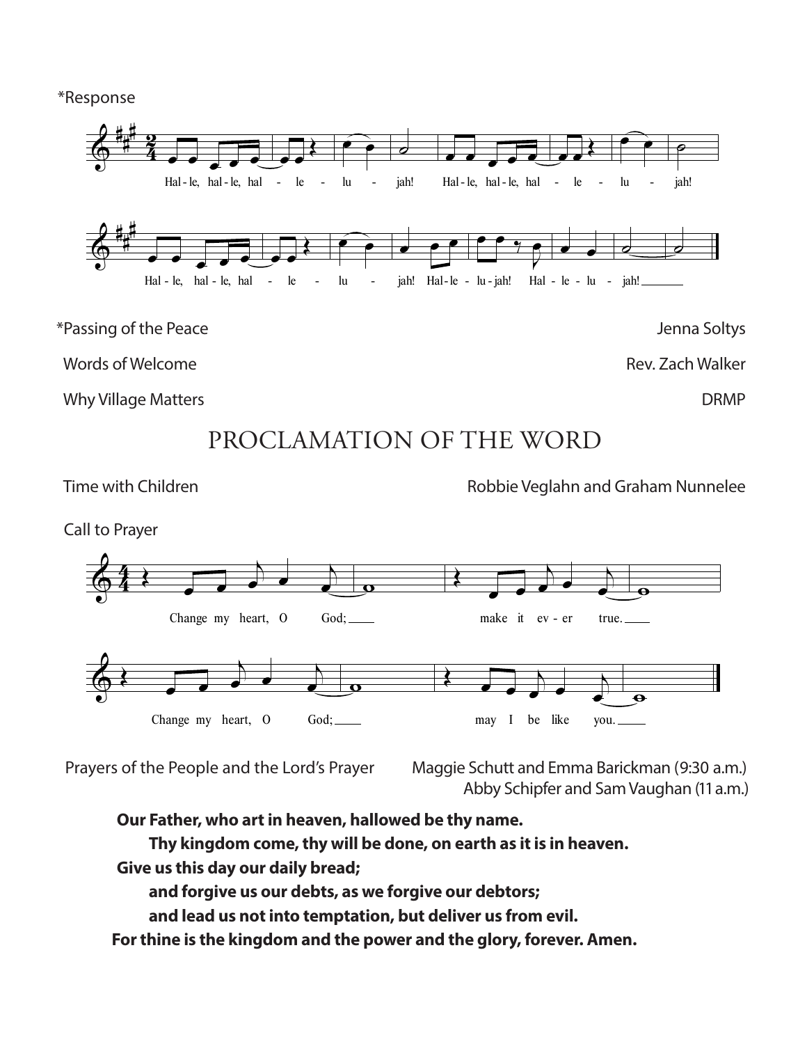*Response

Hal - le, hal - le, hal - le - lu - jah! Hal - le, hal - le, hal - le - lu - jah!

Hal - le, hal - le, hal - le - lu - jah! Hal - le - lu - jah! Hal - le - lu - jah!

*Passing of the Peace — Jenna Soltys

Words of Welcome — Rev. Zach Walker

Why Village Matters — DRMP

## PROCLAMATION OF THE WORD

Time with Children — Robbie Veglahn and Graham Nunnelee

Call to Prayer

Change my heart, O God; make it ev - er true.

Change my heart, O God; may I be like you.

Prayers of the People and the Lord's Prayer — Maggie Schutt and Emma Barickman (9:30 a.m.) Abby Schipfer and Sam Vaughan (11 a.m.)

**Our Father, who art in heaven, hallowed be thy name.**
**Thy kingdom come, thy will be done, on earth as it is in heaven.**
**Give us this day our daily bread;**
**and forgive us our debts, as we forgive our debtors;**
**and lead us not into temptation, but deliver us from evil.**
**For thine is the kingdom and the power and the glory, forever. Amen.**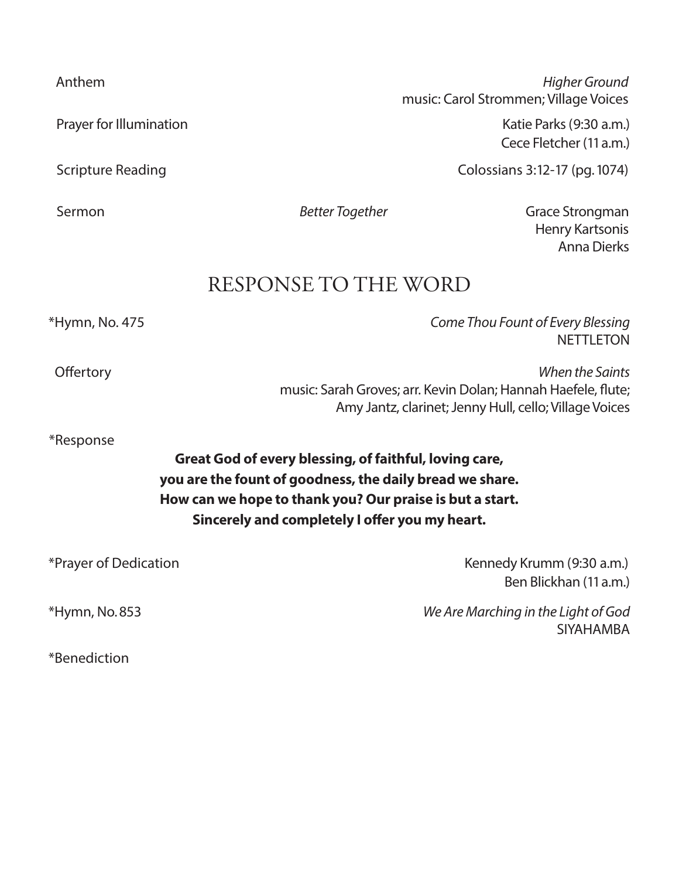Anthem *Higher Ground*
music: Carol Strommen; Village Voices

Prayer for Illumination Katie Parks (9:30 a.m.)
Cece Fletcher (11 a.m.)

Scripture Reading Colossians 3:12-17 (pg. 1074)

Sermon *Better Together* Grace Strongman
Henry Kartsonis
Anna Dierks

## RESPONSE TO THE WORD

*Hymn, No. 475 *Come Thou Fount of Every Blessing*
NETTLETON

Offertory *When the Saints*
music: Sarah Groves; arr. Kevin Dolan; Hannah Haefele, flute;
Amy Jantz, clarinet; Jenny Hull, cello; Village Voices

*Response

**Great God of every blessing, of faithful, loving care,**
**you are the fount of goodness, the daily bread we share.**
**How can we hope to thank you? Our praise is but a start.**
**Sincerely and completely I offer you my heart.**

*Prayer of Dedication Kennedy Krumm (9:30 a.m.)
Ben Blickhan (11 a.m.)

*Hymn, No. 853 *We Are Marching in the Light of God*
SIYAHAMBA

*Benediction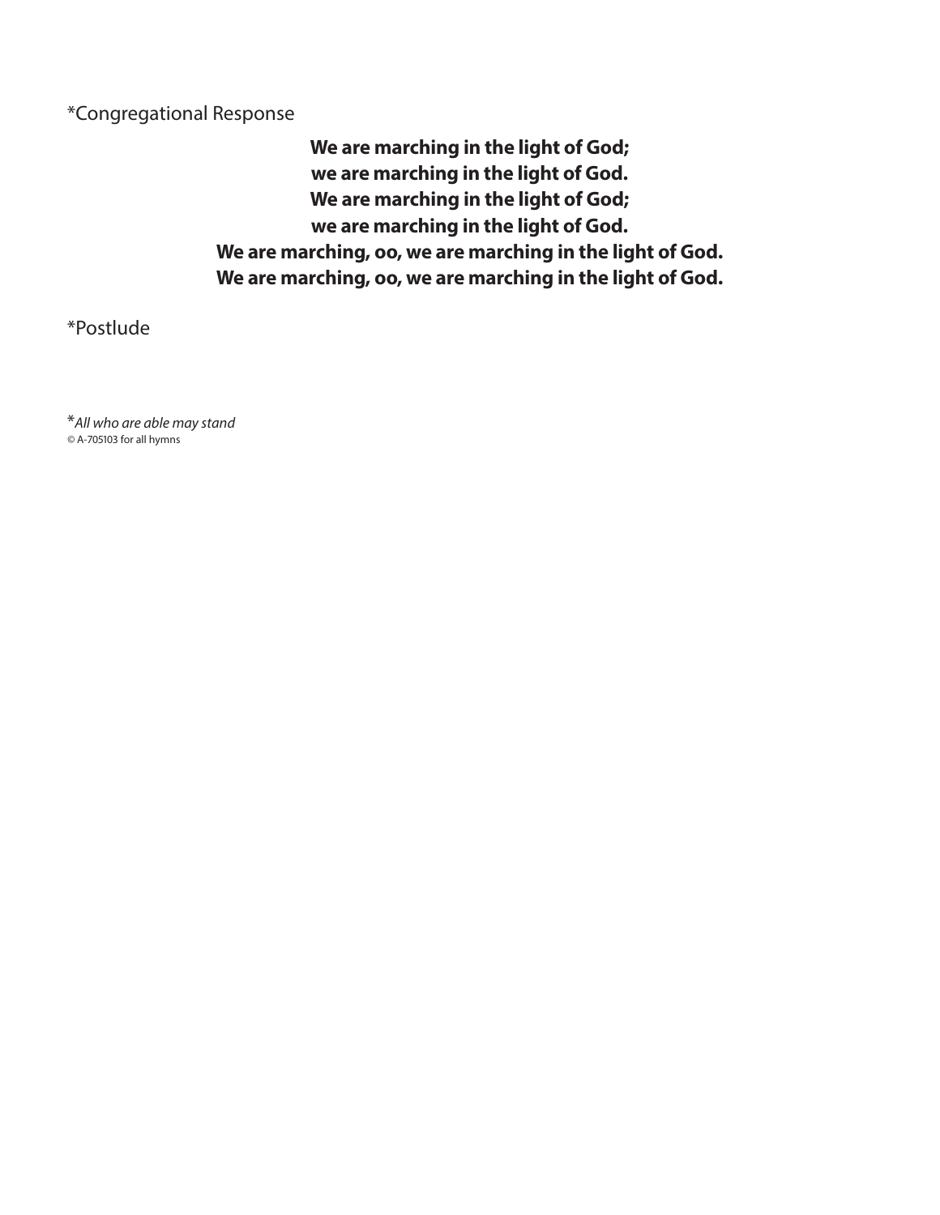*Congregational Response

**We are marching in the light of God;**
**we are marching in the light of God.**
**We are marching in the light of God;**
**we are marching in the light of God.**
**We are marching, oo, we are marching in the light of God.**
**We are marching, oo, we are marching in the light of God.**

*Postlude

**All who are able may stand*
© A-705103 for all hymns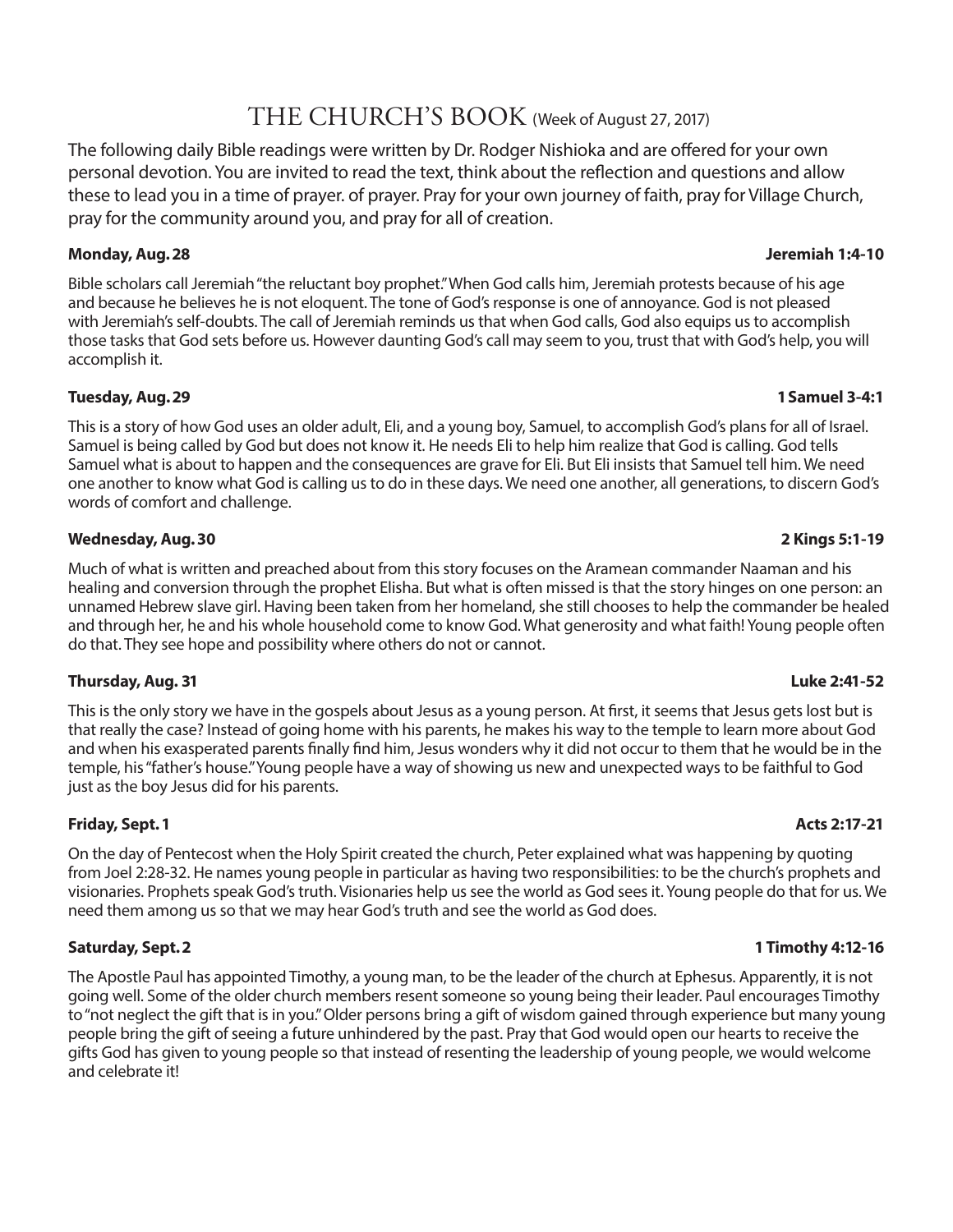# THE CHURCH'S BOOK (Week of August 27, 2017)

The following daily Bible readings were written by Dr. Rodger Nishioka and are offered for your own personal devotion. You are invited to read the text, think about the reflection and questions and allow these to lead you in a time of prayer. of prayer. Pray for your own journey of faith, pray for Village Church, pray for the community around you, and pray for all of creation.

**Monday, Aug. 28** **Jeremiah 1:4-10**

Bible scholars call Jeremiah "the reluctant boy prophet." When God calls him, Jeremiah protests because of his age and because he believes he is not eloquent. The tone of God's response is one of annoyance. God is not pleased with Jeremiah's self-doubts. The call of Jeremiah reminds us that when God calls, God also equips us to accomplish those tasks that God sets before us. However daunting God's call may seem to you, trust that with God's help, you will accomplish it.

**Tuesday, Aug. 29** **1 Samuel 3-4:1**

This is a story of how God uses an older adult, Eli, and a young boy, Samuel, to accomplish God's plans for all of Israel. Samuel is being called by God but does not know it. He needs Eli to help him realize that God is calling. God tells Samuel what is about to happen and the consequences are grave for Eli. But Eli insists that Samuel tell him. We need one another to know what God is calling us to do in these days. We need one another, all generations, to discern God's words of comfort and challenge.

**Wednesday, Aug. 30** **2 Kings 5:1-19**

Much of what is written and preached about from this story focuses on the Aramean commander Naaman and his healing and conversion through the prophet Elisha. But what is often missed is that the story hinges on one person: an unnamed Hebrew slave girl. Having been taken from her homeland, she still chooses to help the commander be healed and through her, he and his whole household come to know God. What generosity and what faith! Young people often do that. They see hope and possibility where others do not or cannot.

**Thursday, Aug. 31** **Luke 2:41-52**

This is the only story we have in the gospels about Jesus as a young person. At first, it seems that Jesus gets lost but is that really the case? Instead of going home with his parents, he makes his way to the temple to learn more about God and when his exasperated parents finally find him, Jesus wonders why it did not occur to them that he would be in the temple, his "father's house." Young people have a way of showing us new and unexpected ways to be faithful to God just as the boy Jesus did for his parents.

**Friday, Sept. 1** **Acts 2:17-21**

On the day of Pentecost when the Holy Spirit created the church, Peter explained what was happening by quoting from Joel 2:28-32. He names young people in particular as having two responsibilities: to be the church's prophets and visionaries. Prophets speak God's truth. Visionaries help us see the world as God sees it. Young people do that for us. We need them among us so that we may hear God's truth and see the world as God does.

**Saturday, Sept. 2** **1 Timothy 4:12-16**

The Apostle Paul has appointed Timothy, a young man, to be the leader of the church at Ephesus. Apparently, it is not going well. Some of the older church members resent someone so young being their leader. Paul encourages Timothy to "not neglect the gift that is in you." Older persons bring a gift of wisdom gained through experience but many young people bring the gift of seeing a future unhindered by the past. Pray that God would open our hearts to receive the gifts God has given to young people so that instead of resenting the leadership of young people, we would welcome and celebrate it!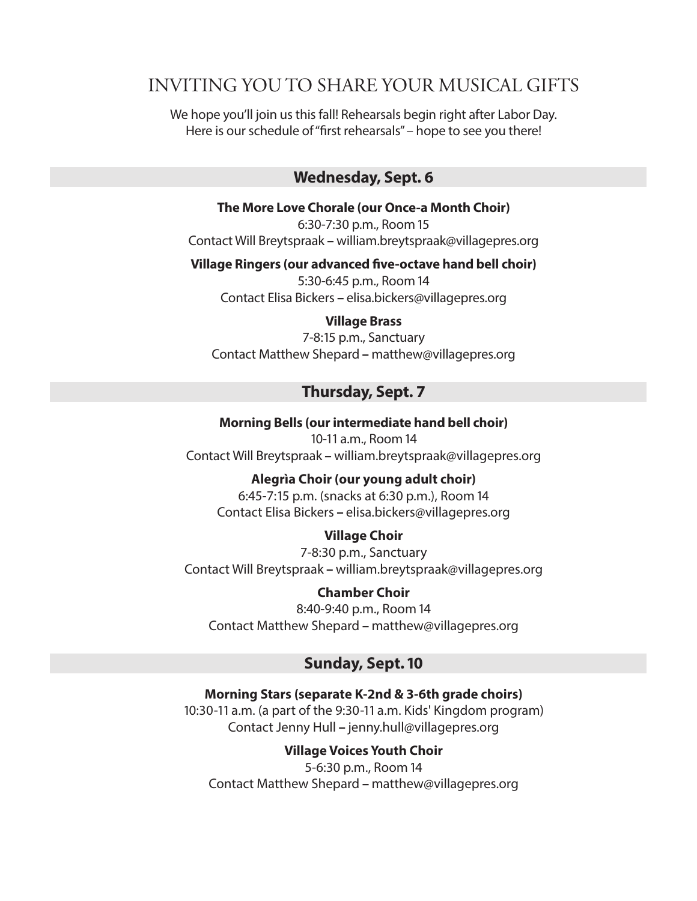# INVITING YOU TO SHARE YOUR MUSICAL GIFTS

We hope you'll join us this fall! Rehearsals begin right after Labor Day.
Here is our schedule of "first rehearsals" – hope to see you there!

## Wednesday, Sept. 6

**The More Love Chorale (our Once-a Month Choir)**
6:30-7:30 p.m., Room 15
Contact Will Breytspraak – william.breytspraak@villagepres.org

**Village Ringers (our advanced five-octave hand bell choir)**
5:30-6:45 p.m., Room 14
Contact Elisa Bickers – elisa.bickers@villagepres.org

**Village Brass**
7-8:15 p.m., Sanctuary
Contact Matthew Shepard – matthew@villagepres.org

## Thursday, Sept. 7

**Morning Bells (our intermediate hand bell choir)**
10-11 a.m., Room 14
Contact Will Breytspraak – william.breytspraak@villagepres.org

**Alegrìa Choir (our young adult choir)**
6:45-7:15 p.m. (snacks at 6:30 p.m.), Room 14
Contact Elisa Bickers – elisa.bickers@villagepres.org

**Village Choir**
7-8:30 p.m., Sanctuary
Contact Will Breytspraak – william.breytspraak@villagepres.org

**Chamber Choir**
8:40-9:40 p.m., Room 14
Contact Matthew Shepard – matthew@villagepres.org

## Sunday, Sept. 10

**Morning Stars (separate K-2nd & 3-6th grade choirs)**
10:30-11 a.m. (a part of the 9:30-11 a.m. Kids' Kingdom program)
Contact Jenny Hull – jenny.hull@villagepres.org

**Village Voices Youth Choir**
5-6:30 p.m., Room 14
Contact Matthew Shepard – matthew@villagepres.org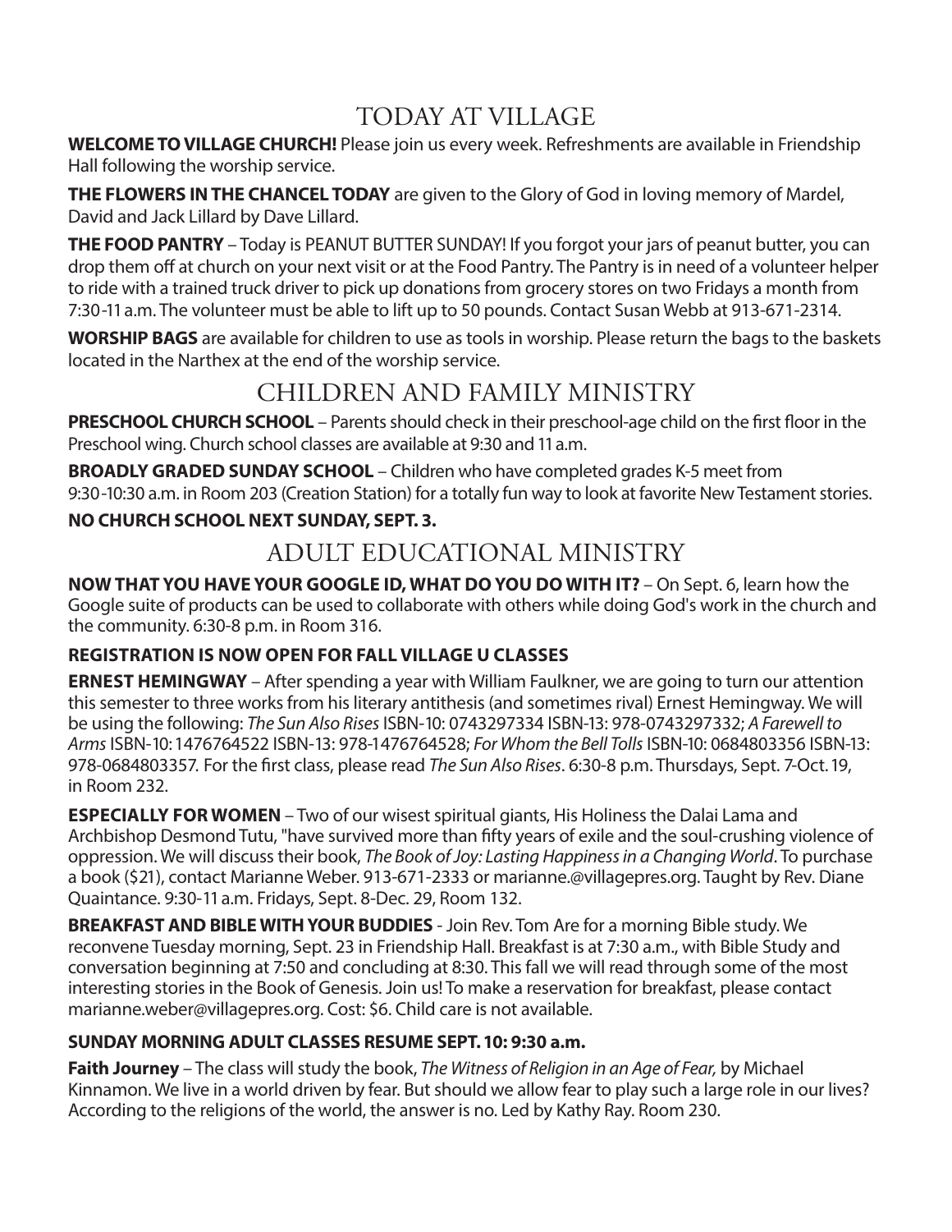# TODAY AT VILLAGE

**WELCOME TO VILLAGE CHURCH!** Please join us every week. Refreshments are available in Friendship Hall following the worship service.

**THE FLOWERS IN THE CHANCEL TODAY** are given to the Glory of God in loving memory of Mardel, David and Jack Lillard by Dave Lillard.

**THE FOOD PANTRY** – Today is PEANUT BUTTER SUNDAY! If you forgot your jars of peanut butter, you can drop them off at church on your next visit or at the Food Pantry. The Pantry is in need of a volunteer helper to ride with a trained truck driver to pick up donations from grocery stores on two Fridays a month from 7:30-11 a.m. The volunteer must be able to lift up to 50 pounds. Contact Susan Webb at 913-671-2314.

**WORSHIP BAGS** are available for children to use as tools in worship. Please return the bags to the baskets located in the Narthex at the end of the worship service.

# CHILDREN AND FAMILY MINISTRY

**PRESCHOOL CHURCH SCHOOL** – Parents should check in their preschool-age child on the first floor in the Preschool wing. Church school classes are available at 9:30 and 11 a.m.

**BROADLY GRADED SUNDAY SCHOOL** – Children who have completed grades K-5 meet from 9:30-10:30 a.m. in Room 203 (Creation Station) for a totally fun way to look at favorite New Testament stories.

**NO CHURCH SCHOOL NEXT SUNDAY, SEPT. 3.**

# ADULT EDUCATIONAL MINISTRY

**NOW THAT YOU HAVE YOUR GOOGLE ID, WHAT DO YOU DO WITH IT?** – On Sept. 6, learn how the Google suite of products can be used to collaborate with others while doing God's work in the church and the community. 6:30-8 p.m. in Room 316.

**REGISTRATION IS NOW OPEN FOR FALL VILLAGE U CLASSES**

**ERNEST HEMINGWAY** – After spending a year with William Faulkner, we are going to turn our attention this semester to three works from his literary antithesis (and sometimes rival) Ernest Hemingway. We will be using the following: *The Sun Also Rises* ISBN-10: 0743297334 ISBN-13: 978-0743297332; *A Farewell to Arms* ISBN-10: 1476764522 ISBN-13: 978-1476764528; *For Whom the Bell Tolls* ISBN-10: 0684803356 ISBN-13: 978-0684803357. For the first class, please read *The Sun Also Rises*. 6:30-8 p.m. Thursdays, Sept. 7-Oct. 19, in Room 232.

**ESPECIALLY FOR WOMEN** – Two of our wisest spiritual giants, His Holiness the Dalai Lama and Archbishop Desmond Tutu, "have survived more than fifty years of exile and the soul-crushing violence of oppression. We will discuss their book, *The Book of Joy: Lasting Happiness in a Changing World*. To purchase a book ($21), contact Marianne Weber. 913-671-2333 or marianne.@villagepres.org. Taught by Rev. Diane Quaintance. 9:30-11 a.m. Fridays, Sept. 8-Dec. 29, Room 132.

**BREAKFAST AND BIBLE WITH YOUR BUDDIES** - Join Rev. Tom Are for a morning Bible study. We reconvene Tuesday morning, Sept. 23 in Friendship Hall. Breakfast is at 7:30 a.m., with Bible Study and conversation beginning at 7:50 and concluding at 8:30. This fall we will read through some of the most interesting stories in the Book of Genesis. Join us! To make a reservation for breakfast, please contact marianne.weber@villagepres.org. Cost: $6. Child care is not available.

**SUNDAY MORNING ADULT CLASSES RESUME SEPT. 10: 9:30 a.m.**

**Faith Journey** – The class will study the book, *The Witness of Religion in an Age of Fear,* by Michael Kinnamon. We live in a world driven by fear. But should we allow fear to play such a large role in our lives? According to the religions of the world, the answer is no. Led by Kathy Ray. Room 230.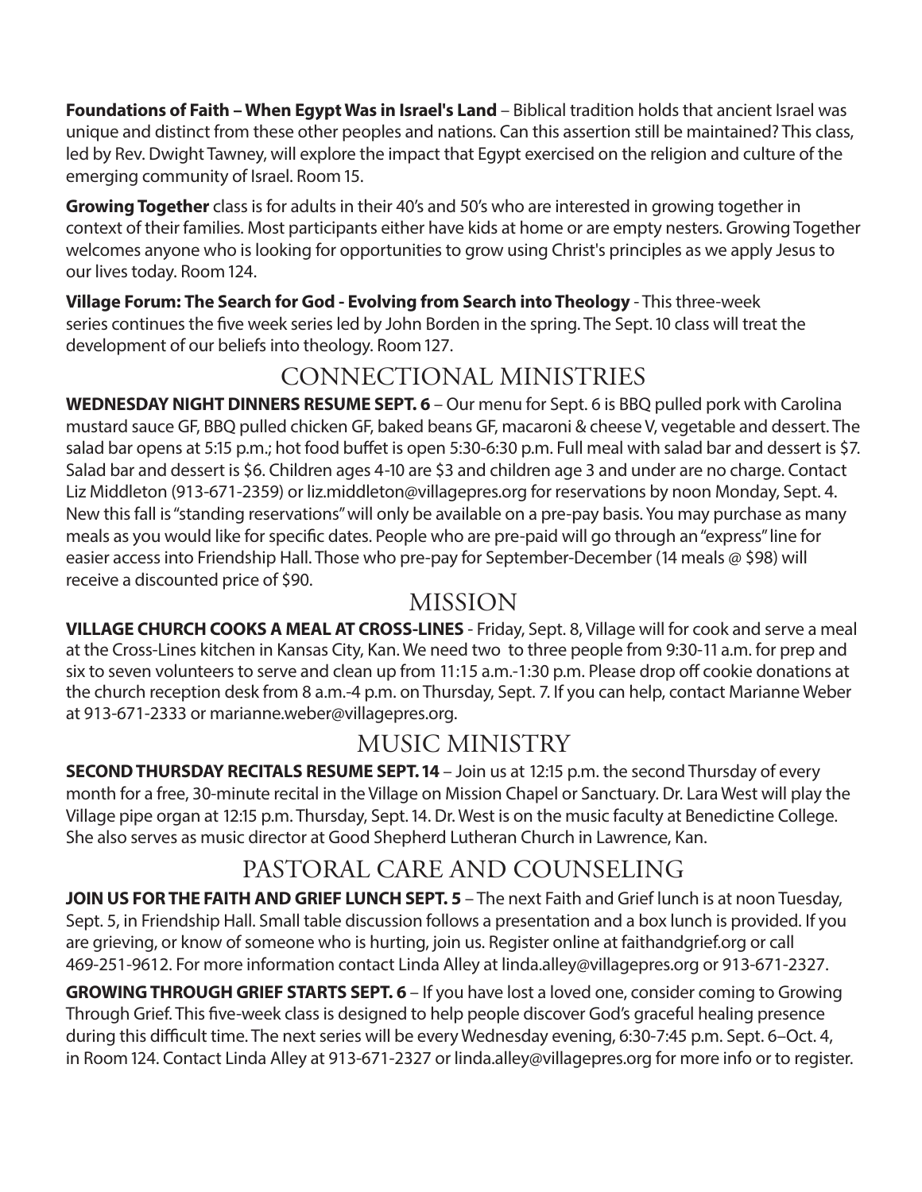**Foundations of Faith – When Egypt Was in Israel's Land** – Biblical tradition holds that ancient Israel was unique and distinct from these other peoples and nations. Can this assertion still be maintained? This class, led by Rev. Dwight Tawney, will explore the impact that Egypt exercised on the religion and culture of the emerging community of Israel. Room 15.

**Growing Together** class is for adults in their 40's and 50's who are interested in growing together in context of their families. Most participants either have kids at home or are empty nesters. Growing Together welcomes anyone who is looking for opportunities to grow using Christ's principles as we apply Jesus to our lives today. Room 124.

**Village Forum: The Search for God - Evolving from Search into Theology** - This three-week series continues the five week series led by John Borden in the spring. The Sept. 10 class will treat the development of our beliefs into theology. Room 127.

## CONNECTIONAL MINISTRIES

**WEDNESDAY NIGHT DINNERS RESUME SEPT. 6** – Our menu for Sept. 6 is BBQ pulled pork with Carolina mustard sauce GF, BBQ pulled chicken GF, baked beans GF, macaroni & cheese V, vegetable and dessert. The salad bar opens at 5:15 p.m.; hot food buffet is open 5:30-6:30 p.m. Full meal with salad bar and dessert is $7. Salad bar and dessert is $6. Children ages 4-10 are $3 and children age 3 and under are no charge. Contact Liz Middleton (913-671-2359) or liz.middleton@villagepres.org for reservations by noon Monday, Sept. 4. New this fall is "standing reservations" will only be available on a pre-pay basis. You may purchase as many meals as you would like for specific dates. People who are pre-paid will go through an "express" line for easier access into Friendship Hall. Those who pre-pay for September-December (14 meals @ $98) will receive a discounted price of $90.

## MISSION

**VILLAGE CHURCH COOKS A MEAL AT CROSS-LINES** - Friday, Sept. 8, Village will for cook and serve a meal at the Cross-Lines kitchen in Kansas City, Kan. We need two to three people from 9:30-11 a.m. for prep and six to seven volunteers to serve and clean up from 11:15 a.m.-1:30 p.m. Please drop off cookie donations at the church reception desk from 8 a.m.-4 p.m. on Thursday, Sept. 7. If you can help, contact Marianne Weber at 913-671-2333 or marianne.weber@villagepres.org.

## MUSIC MINISTRY

**SECOND THURSDAY RECITALS RESUME SEPT. 14** – Join us at 12:15 p.m. the second Thursday of every month for a free, 30-minute recital in the Village on Mission Chapel or Sanctuary. Dr. Lara West will play the Village pipe organ at 12:15 p.m. Thursday, Sept. 14. Dr. West is on the music faculty at Benedictine College. She also serves as music director at Good Shepherd Lutheran Church in Lawrence, Kan.

## PASTORAL CARE AND COUNSELING

**JOIN US FOR THE FAITH AND GRIEF LUNCH SEPT. 5** – The next Faith and Grief lunch is at noon Tuesday, Sept. 5, in Friendship Hall. Small table discussion follows a presentation and a box lunch is provided. If you are grieving, or know of someone who is hurting, join us. Register online at faithandgrief.org or call 469-251-9612. For more information contact Linda Alley at linda.alley@villagepres.org or 913-671-2327.

**GROWING THROUGH GRIEF STARTS SEPT. 6** – If you have lost a loved one, consider coming to Growing Through Grief. This five-week class is designed to help people discover God's graceful healing presence during this difficult time. The next series will be every Wednesday evening, 6:30-7:45 p.m. Sept. 6–Oct. 4, in Room 124. Contact Linda Alley at 913-671-2327 or linda.alley@villagepres.org for more info or to register.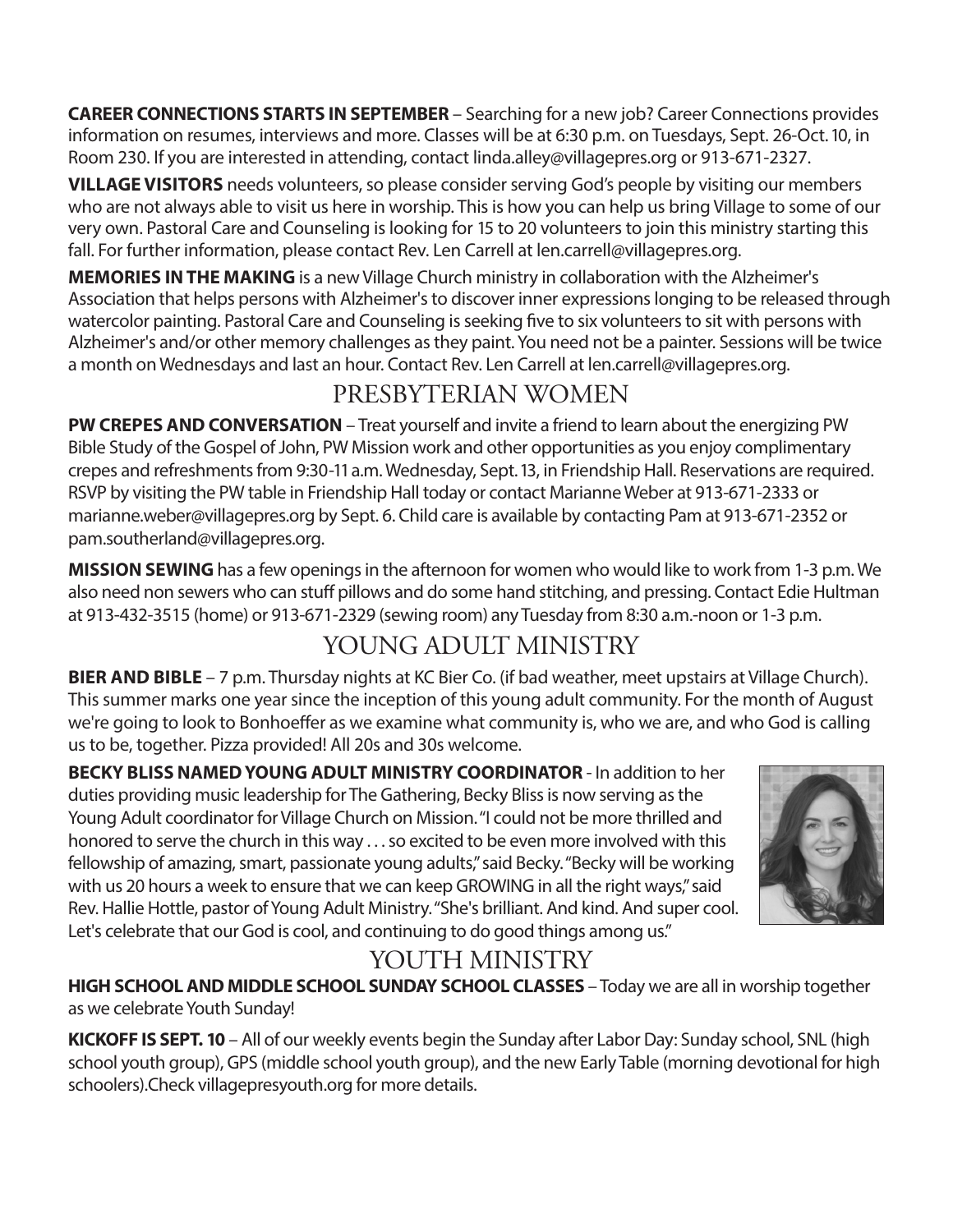**CAREER CONNECTIONS STARTS IN SEPTEMBER** – Searching for a new job? Career Connections provides information on resumes, interviews and more. Classes will be at 6:30 p.m. on Tuesdays, Sept. 26-Oct. 10, in Room 230. If you are interested in attending, contact linda.alley@villagepres.org or 913-671-2327.

**VILLAGE VISITORS** needs volunteers, so please consider serving God's people by visiting our members who are not always able to visit us here in worship. This is how you can help us bring Village to some of our very own. Pastoral Care and Counseling is looking for 15 to 20 volunteers to join this ministry starting this fall. For further information, please contact Rev. Len Carrell at len.carrell@villagepres.org.

**MEMORIES IN THE MAKING** is a new Village Church ministry in collaboration with the Alzheimer's Association that helps persons with Alzheimer's to discover inner expressions longing to be released through watercolor painting. Pastoral Care and Counseling is seeking five to six volunteers to sit with persons with Alzheimer's and/or other memory challenges as they paint. You need not be a painter. Sessions will be twice a month on Wednesdays and last an hour. Contact Rev. Len Carrell at len.carrell@villagepres.org.

## PRESBYTERIAN WOMEN

**PW CREPES AND CONVERSATION** – Treat yourself and invite a friend to learn about the energizing PW Bible Study of the Gospel of John, PW Mission work and other opportunities as you enjoy complimentary crepes and refreshments from 9:30-11 a.m. Wednesday, Sept. 13, in Friendship Hall. Reservations are required. RSVP by visiting the PW table in Friendship Hall today or contact Marianne Weber at 913-671-2333 or marianne.weber@villagepres.org by Sept. 6. Child care is available by contacting Pam at 913-671-2352 or pam.southerland@villagepres.org.

**MISSION SEWING** has a few openings in the afternoon for women who would like to work from 1-3 p.m. We also need non sewers who can stuff pillows and do some hand stitching, and pressing. Contact Edie Hultman at 913-432-3515 (home) or 913-671-2329 (sewing room) any Tuesday from 8:30 a.m.-noon or 1-3 p.m.

## YOUNG ADULT MINISTRY

**BIER AND BIBLE** – 7 p.m. Thursday nights at KC Bier Co. (if bad weather, meet upstairs at Village Church). This summer marks one year since the inception of this young adult community. For the month of August we're going to look to Bonhoeffer as we examine what community is, who we are, and who God is calling us to be, together. Pizza provided! All 20s and 30s welcome.

**BECKY BLISS NAMED YOUNG ADULT MINISTRY COORDINATOR** - In addition to her duties providing music leadership for The Gathering, Becky Bliss is now serving as the Young Adult coordinator for Village Church on Mission. "I could not be more thrilled and honored to serve the church in this way . . . so excited to be even more involved with this fellowship of amazing, smart, passionate young adults," said Becky. "Becky will be working with us 20 hours a week to ensure that we can keep GROWING in all the right ways," said Rev. Hallie Hottle, pastor of Young Adult Ministry. "She's brilliant. And kind. And super cool. Let's celebrate that our God is cool, and continuing to do good things among us."

## YOUTH MINISTRY

**HIGH SCHOOL AND MIDDLE SCHOOL SUNDAY SCHOOL CLASSES** – Today we are all in worship together as we celebrate Youth Sunday!

**KICKOFF IS SEPT. 10** – All of our weekly events begin the Sunday after Labor Day: Sunday school, SNL (high school youth group), GPS (middle school youth group), and the new Early Table (morning devotional for high schoolers).Check villagepresyouth.org for more details.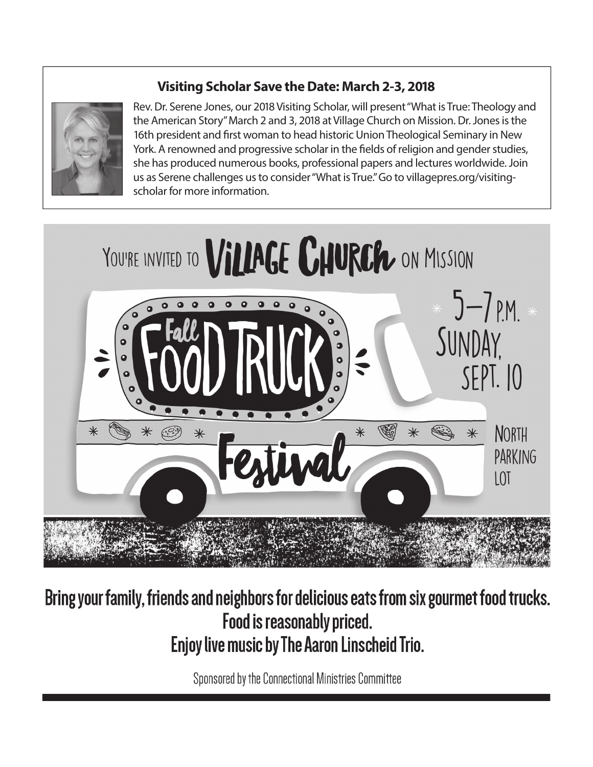### Visiting Scholar Save the Date: March 2-3, 2018

Rev. Dr. Serene Jones, our 2018 Visiting Scholar, will present "What is True: Theology and the American Story" March 2 and 3, 2018 at Village Church on Mission. Dr. Jones is the 16th president and first woman to head historic Union Theological Seminary in New York. A renowned and progressive scholar in the fields of religion and gender studies, she has produced numerous books, professional papers and lectures worldwide. Join us as Serene challenges us to consider "What is True." Go to villagepres.org/visiting-scholar for more information.

YOU'RE INVITED TO **VILLAGE CHURCH** ON MISSION

# Fall FOOD TRUCK Festival

5–7 P.M.
SUNDAY, SEPT. 10

NORTH PARKING LOT

**Bring your family, friends and neighbors for delicious eats from six gourmet food trucks.**
**Food is reasonably priced.**
**Enjoy live music by The Aaron Linscheid Trio.**

Sponsored by the Connectional Ministries Committee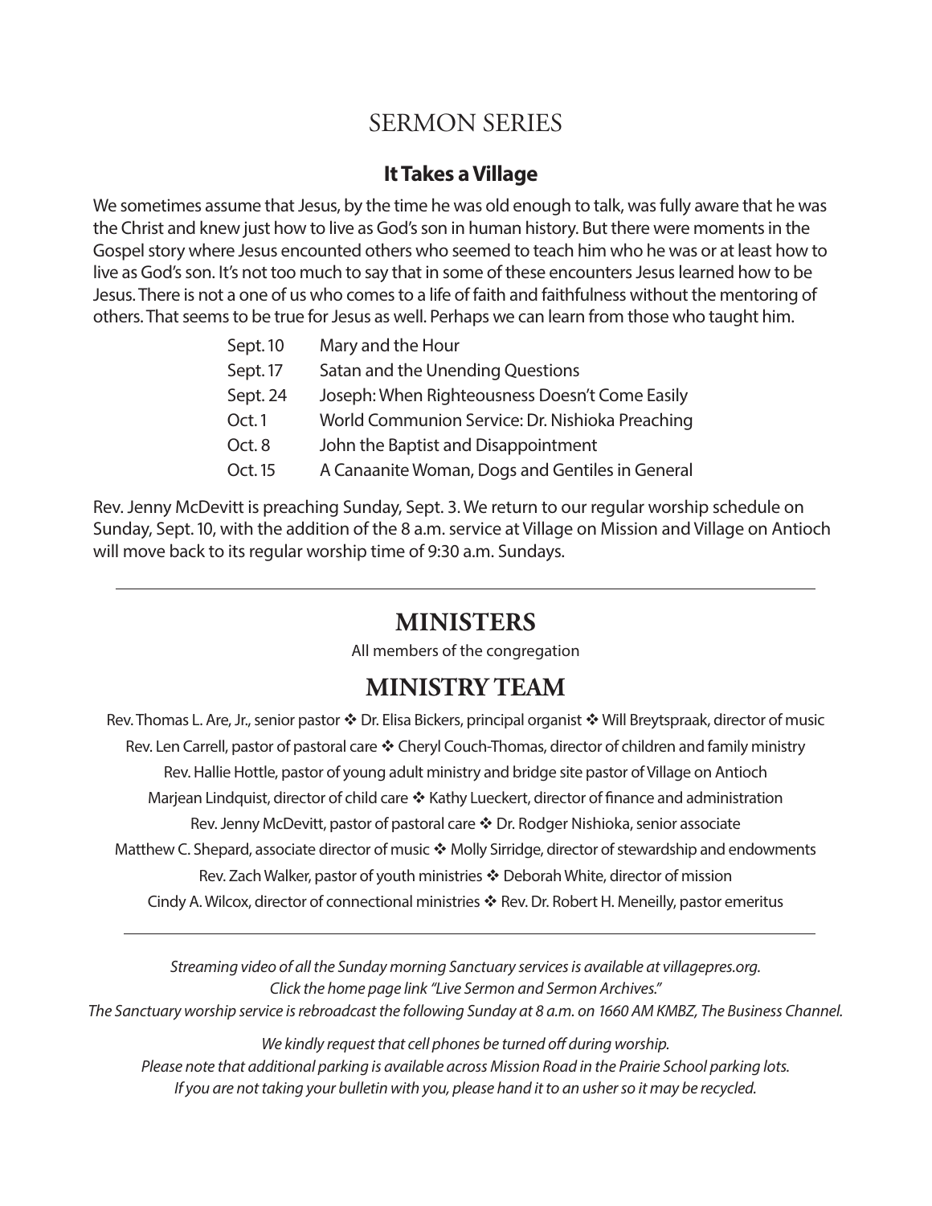## SERMON SERIES

### It Takes a Village

We sometimes assume that Jesus, by the time he was old enough to talk, was fully aware that he was the Christ and knew just how to live as God's son in human history. But there were moments in the Gospel story where Jesus encounted others who seemed to teach him who he was or at least how to live as God's son. It's not too much to say that in some of these encounters Jesus learned how to be Jesus. There is not a one of us who comes to a life of faith and faithfulness without the mentoring of others. That seems to be true for Jesus as well. Perhaps we can learn from those who taught him.

| | |
|---|---|
| Sept. 10 | Mary and the Hour |
| Sept. 17 | Satan and the Unending Questions |
| Sept. 24 | Joseph: When Righteousness Doesn't Come Easily |
| Oct. 1 | World Communion Service: Dr. Nishioka Preaching |
| Oct. 8 | John the Baptist and Disappointment |
| Oct. 15 | A Canaanite Woman, Dogs and Gentiles in General |

Rev. Jenny McDevitt is preaching Sunday, Sept. 3. We return to our regular worship schedule on Sunday, Sept. 10, with the addition of the 8 a.m. service at Village on Mission and Village on Antioch will move back to its regular worship time of 9:30 a.m. Sundays.

---

## MINISTERS

All members of the congregation

## MINISTRY TEAM

Rev. Thomas L. Are, Jr., senior pastor ❖ Dr. Elisa Bickers, principal organist ❖ Will Breytspraak, director of music
Rev. Len Carrell, pastor of pastoral care ❖ Cheryl Couch-Thomas, director of children and family ministry
Rev. Hallie Hottle, pastor of young adult ministry and bridge site pastor of Village on Antioch
Marjean Lindquist, director of child care ❖ Kathy Lueckert, director of finance and administration
Rev. Jenny McDevitt, pastor of pastoral care ❖ Dr. Rodger Nishioka, senior associate
Matthew C. Shepard, associate director of music ❖ Molly Sirridge, director of stewardship and endowments
Rev. Zach Walker, pastor of youth ministries ❖ Deborah White, director of mission
Cindy A. Wilcox, director of connectional ministries ❖ Rev. Dr. Robert H. Meneilly, pastor emeritus

---

*Streaming video of all the Sunday morning Sanctuary services is available at villagepres.org.*
*Click the home page link "Live Sermon and Sermon Archives."*
*The Sanctuary worship service is rebroadcast the following Sunday at 8 a.m. on 1660 AM KMBZ, The Business Channel.*

*We kindly request that cell phones be turned off during worship.*
*Please note that additional parking is available across Mission Road in the Prairie School parking lots.*
*If you are not taking your bulletin with you, please hand it to an usher so it may be recycled.*